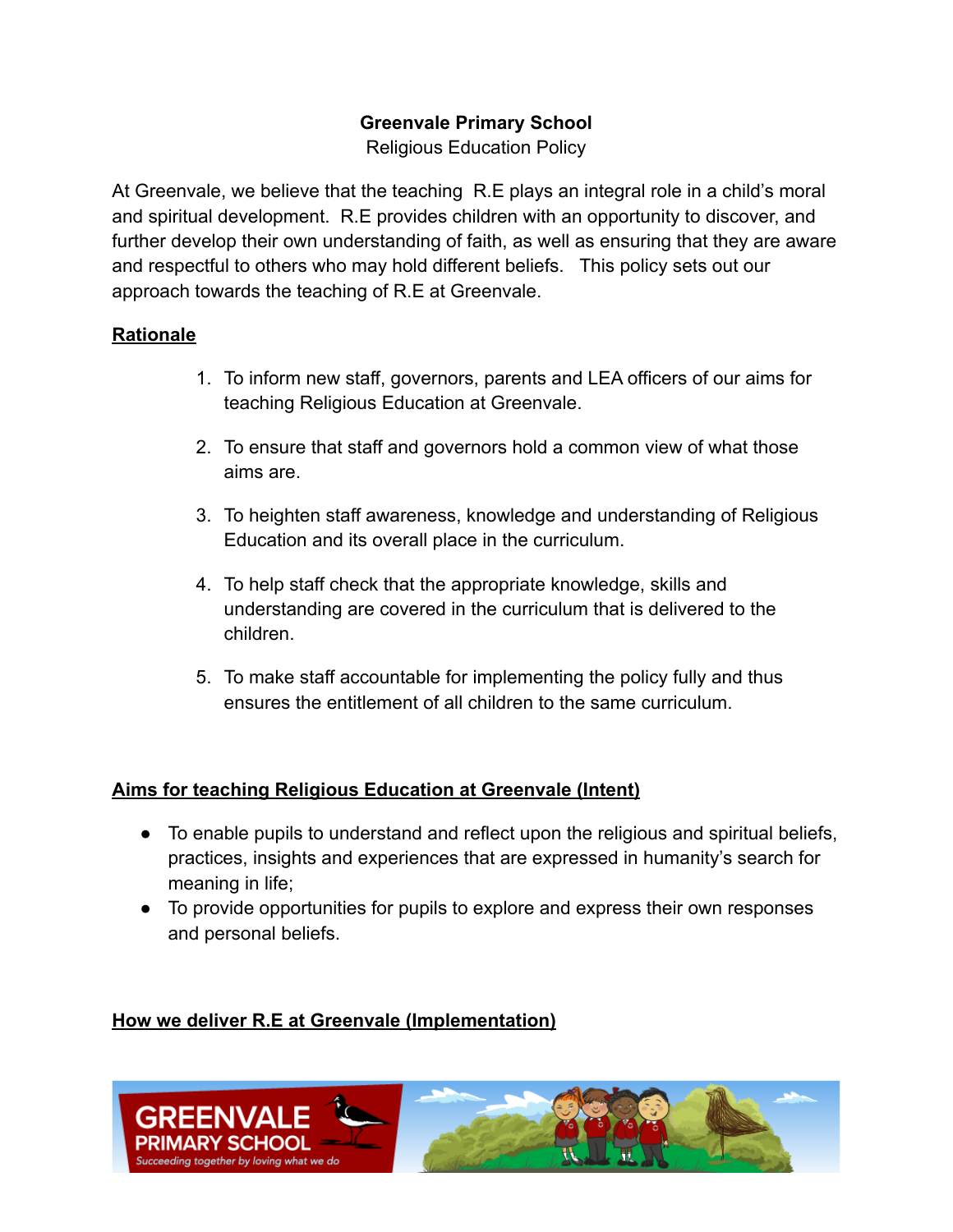**Greenvale Primary School**
Religious Education Policy

At Greenvale, we believe that the teaching R.E plays an integral role in a child's moral and spiritual development. R.E provides children with an opportunity to discover, and further develop their own understanding of faith, as well as ensuring that they are aware and respectful to others who may hold different beliefs. This policy sets out our approach towards the teaching of R.E at Greenvale.

## Rationale

1. To inform new staff, governors, parents and LEA officers of our aims for teaching Religious Education at Greenvale.
2. To ensure that staff and governors hold a common view of what those aims are.
3. To heighten staff awareness, knowledge and understanding of Religious Education and its overall place in the curriculum.
4. To help staff check that the appropriate knowledge, skills and understanding are covered in the curriculum that is delivered to the children.
5. To make staff accountable for implementing the policy fully and thus ensures the entitlement of all children to the same curriculum.

## Aims for teaching Religious Education at Greenvale (Intent)

- To enable pupils to understand and reflect upon the religious and spiritual beliefs, practices, insights and experiences that are expressed in humanity's search for meaning in life;
- To provide opportunities for pupils to explore and express their own responses and personal beliefs.

## How we deliver R.E at Greenvale (Implementation)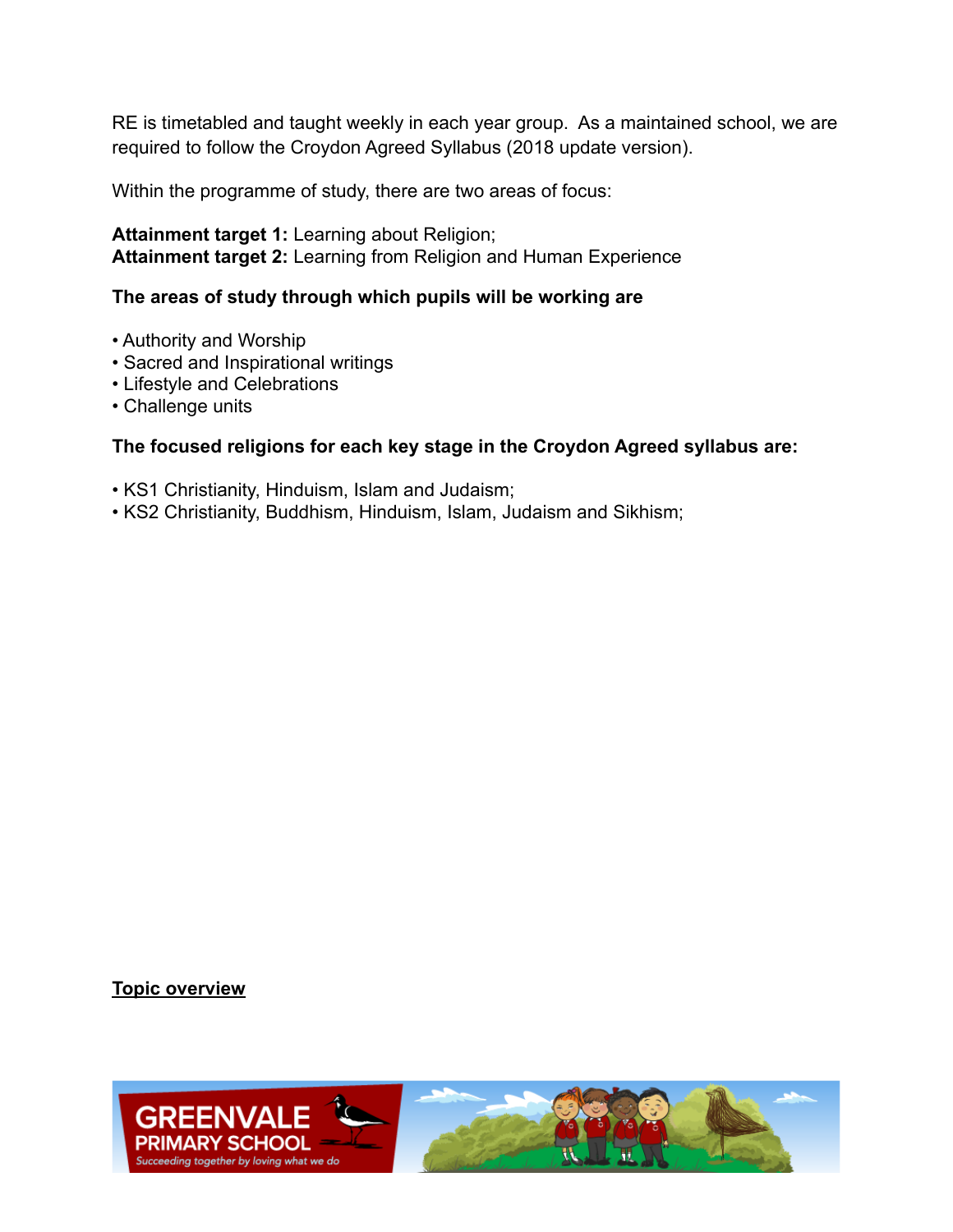RE is timetabled and taught weekly in each year group. As a maintained school, we are required to follow the Croydon Agreed Syllabus (2018 update version).

Within the programme of study, there are two areas of focus:

**Attainment target 1:** Learning about Religion;
**Attainment target 2:** Learning from Religion and Human Experience

**The areas of study through which pupils will be working are**

- Authority and Worship
- Sacred and Inspirational writings
- Lifestyle and Celebrations
- Challenge units

**The focused religions for each key stage in the Croydon Agreed syllabus are:**

- KS1 Christianity, Hinduism, Islam and Judaism;
- KS2 Christianity, Buddhism, Hinduism, Islam, Judaism and Sikhism;

**Topic overview**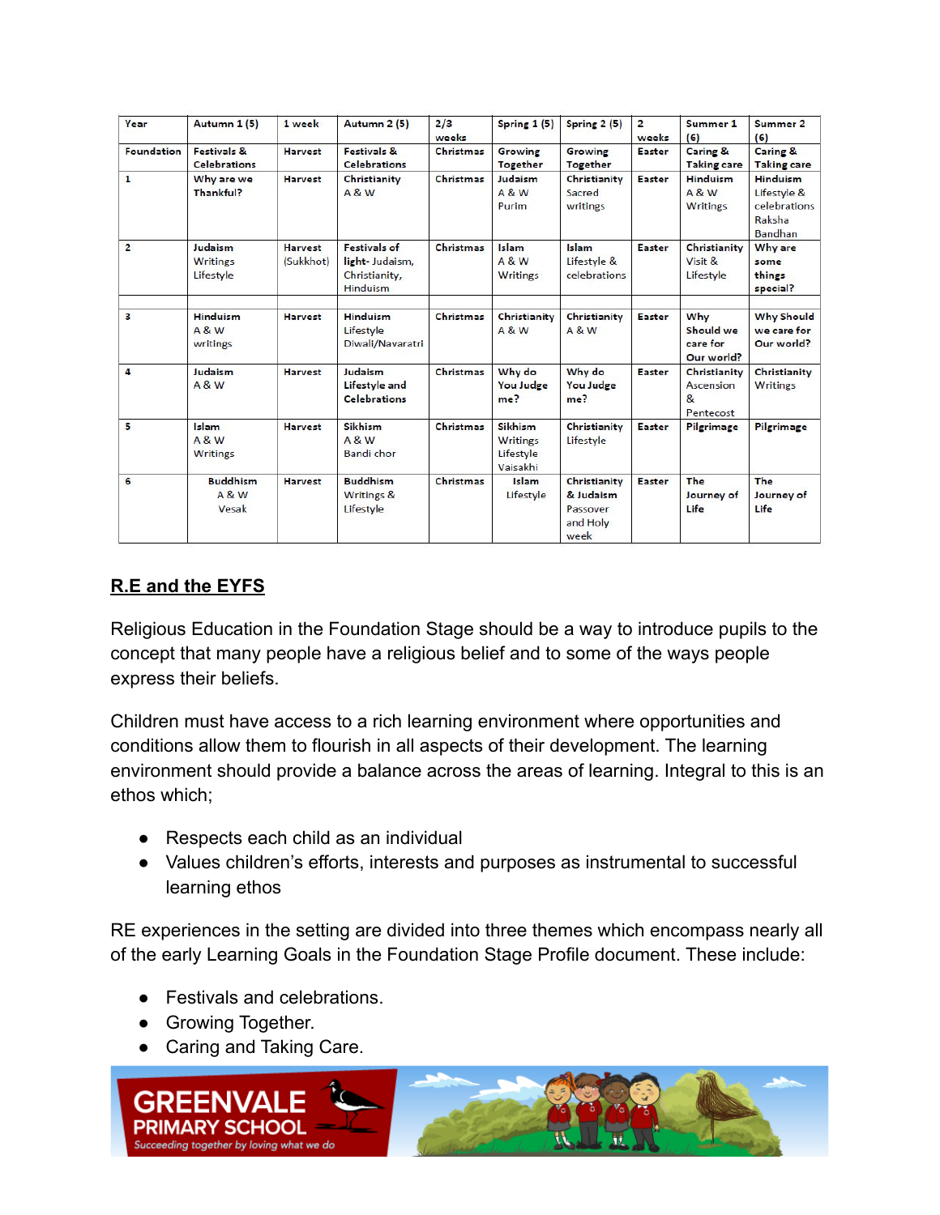| Year | Autumn 1 (5) | 1 week | Autumn 2 (5) | 2/3 weeks | Spring 1 (5) | Spring 2 (5) | 2 weeks | Summer 1 (6) | Summer 2 (6) |
|---|---|---|---|---|---|---|---|---|---|
| Foundation | Festivals & Celebrations | Harvest | Festivals & Celebrations | Christmas | Growing Together | Growing Together | Easter | Caring & Taking care | Caring & Taking care |
| 1 | Why are we Thankful? | Harvest | Christianity A & W | Christmas | Judaism A & W Purim | Christianity Sacred writings | Easter | Hinduism A & W Writings | Hinduism Lifestyle & celebrations Raksha Bandhan |
| 2 | Judaism Writings Lifestyle | Harvest (Sukkhot) | Festivals of light- Judaism, Christianity, Hinduism | Christmas | Islam A & W Writings | Islam Lifestyle & celebrations | Easter | Christianity Visit & Lifestyle | Why are some things special? |
| 3 | Hinduism A & W writings | Harvest | Hinduism Lifestyle Diwali/Navaratri | Christmas | Christianity A & W | Christianity A & W | Easter | Why Should we care for Our world? | Why Should we care for Our world? |
| 4 | Judaism A & W | Harvest | Judaism Lifestyle and Celebrations | Christmas | Why do You Judge me? | Why do You Judge me? | Easter | Christianity Ascension & Pentecost | Christianity Writings |
| 5 | Islam A & W Writings | Harvest | Sikhism A & W Bandi chor | Christmas | Sikhism Writings Lifestyle Vaisakhi | Christianity Lifestyle | Easter | Pilgrimage | Pilgrimage |
| 6 | Buddhism A & W Vesak | Harvest | Buddhism Writings & Lifestyle | Christmas | Islam Lifestyle | Christianity & Judaism Passover and Holy week | Easter | The Journey of Life | The Journey of Life |

## R.E and the EYFS

Religious Education in the Foundation Stage should be a way to introduce pupils to the concept that many people have a religious belief and to some of the ways people express their beliefs.

Children must have access to a rich learning environment where opportunities and conditions allow them to flourish in all aspects of their development. The learning environment should provide a balance across the areas of learning. Integral to this is an ethos which;

- Respects each child as an individual
- Values children's efforts, interests and purposes as instrumental to successful learning ethos

RE experiences in the setting are divided into three themes which encompass nearly all of the early Learning Goals in the Foundation Stage Profile document. These include:

- Festivals and celebrations.
- Growing Together.
- Caring and Taking Care.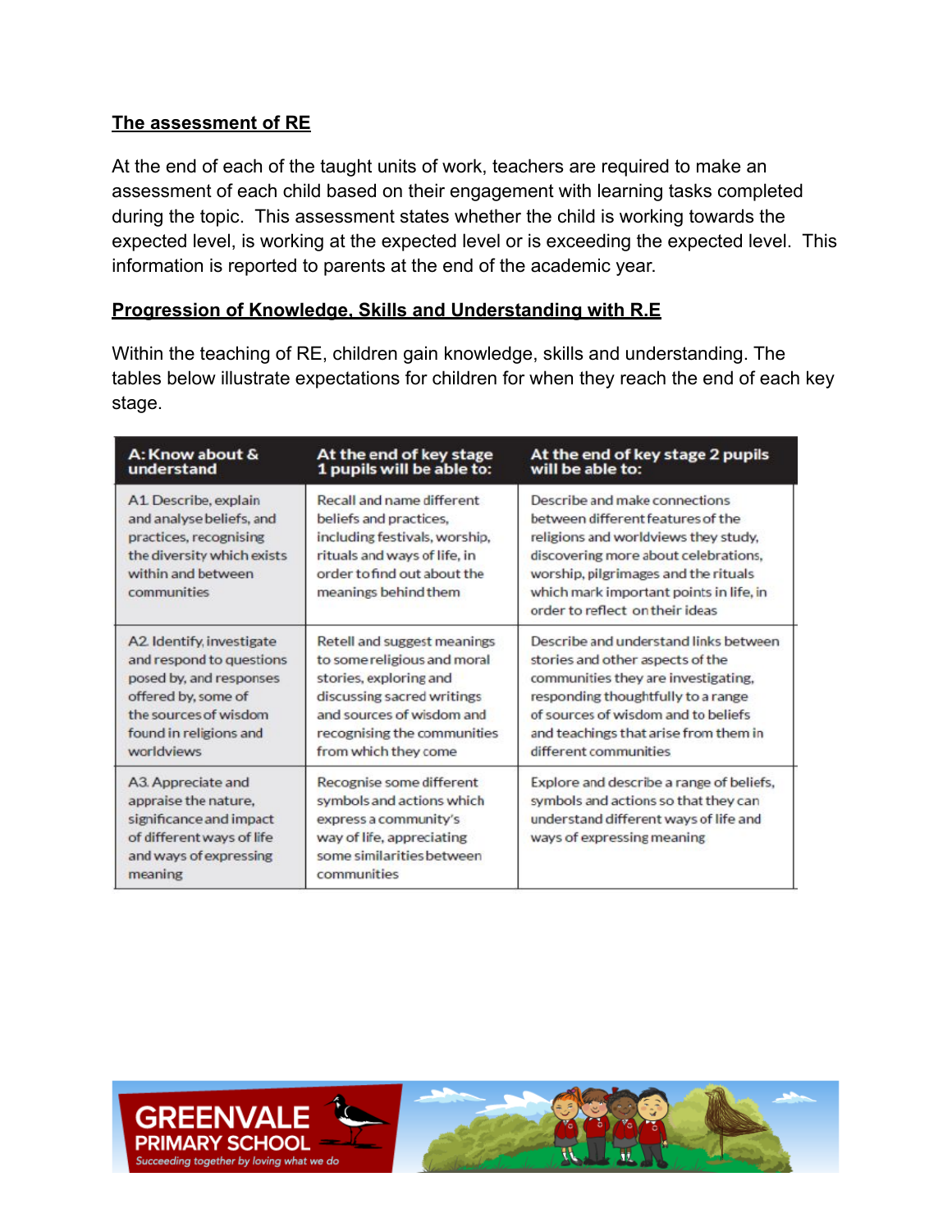## The assessment of RE

At the end of each of the taught units of work, teachers are required to make an assessment of each child based on their engagement with learning tasks completed during the topic. This assessment states whether the child is working towards the expected level, is working at the expected level or is exceeding the expected level. This information is reported to parents at the end of the academic year.

## Progression of Knowledge, Skills and Understanding with R.E

Within the teaching of RE, children gain knowledge, skills and understanding. The tables below illustrate expectations for children for when they reach the end of each key stage.

| A: Know about & understand | At the end of key stage 1 pupils will be able to: | At the end of key stage 2 pupils will be able to: |
|---|---|---|
| A1. Describe, explain and analyse beliefs, and practices, recognising the diversity which exists within and between communities | Recall and name different beliefs and practices, including festivals, worship, rituals and ways of life, in order to find out about the meanings behind them | Describe and make connections between different features of the religions and worldviews they study, discovering more about celebrations, worship, pilgrimages and the rituals which mark important points in life, in order to reflect on their ideas |
| A2. Identify, investigate and respond to questions posed by, and responses offered by, some of the sources of wisdom found in religions and worldviews | Retell and suggest meanings to some religious and moral stories, exploring and discussing sacred writings and sources of wisdom and recognising the communities from which they come | Describe and understand links between stories and other aspects of the communities they are investigating, responding thoughtfully to a range of sources of wisdom and to beliefs and teachings that arise from them in different communities |
| A3. Appreciate and appraise the nature, significance and impact of different ways of life and ways of expressing meaning | Recognise some different symbols and actions which express a community's way of life, appreciating some similarities between communities | Explore and describe a range of beliefs, symbols and actions so that they can understand different ways of life and ways of expressing meaning |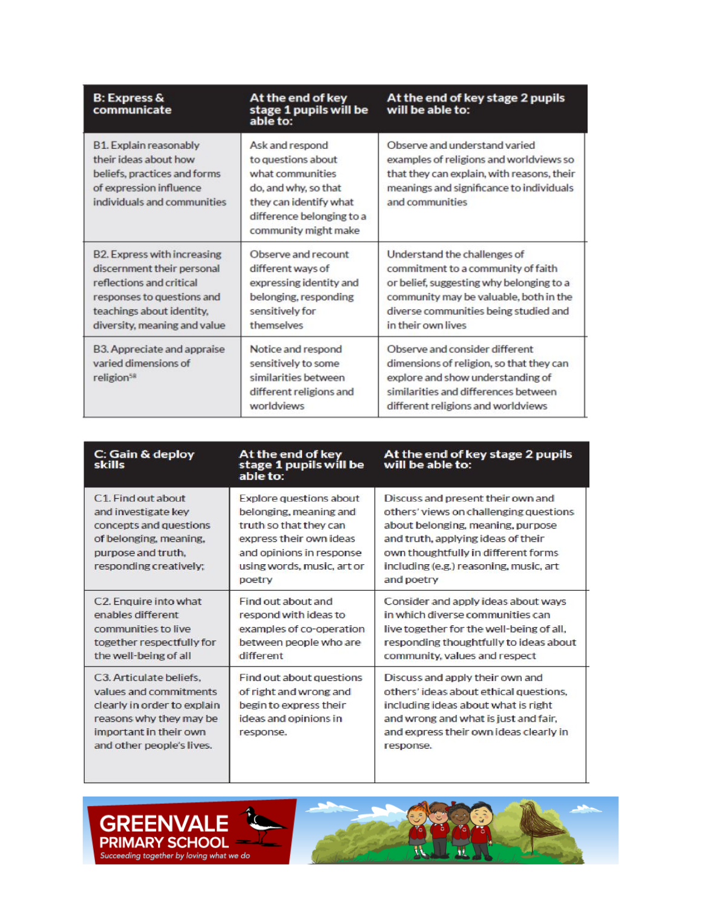| B: Express & communicate | At the end of key stage 1 pupils will be able to: | At the end of key stage 2 pupils will be able to: |
|---|---|---|
| B1. Explain reasonably their ideas about how beliefs, practices and forms of expression influence individuals and communities | Ask and respond to questions about what communities do, and why, so that they can identify what difference belonging to a community might make | Observe and understand varied examples of religions and worldviews so that they can explain, with reasons, their meanings and significance to individuals and communities |
| B2. Express with increasing discernment their personal reflections and critical responses to questions and teachings about identity, diversity, meaning and value | Observe and recount different ways of expressing identity and belonging, responding sensitively for themselves | Understand the challenges of commitment to a community of faith or belief, suggesting why belonging to a community may be valuable, both in the diverse communities being studied and in their own lives |
| B3. Appreciate and appraise varied dimensions of religion[58] | Notice and respond sensitively to some similarities between different religions and worldviews | Observe and consider different dimensions of religion, so that they can explore and show understanding of similarities and differences between different religions and worldviews |

| C: Gain & deploy skills | At the end of key stage 1 pupils will be able to: | At the end of key stage 2 pupils will be able to: |
|---|---|---|
| C1. Find out about and investigate key concepts and questions of belonging, meaning, purpose and truth, responding creatively; | Explore questions about belonging, meaning and truth so that they can express their own ideas and opinions in response using words, music, art or poetry | Discuss and present their own and others' views on challenging questions about belonging, meaning, purpose and truth, applying ideas of their own thoughtfully in different forms including (e.g.) reasoning, music, art and poetry |
| C2. Enquire into what enables different communities to live together respectfully for the well-being of all | Find out about and respond with ideas to examples of co-operation between people who are different | Consider and apply ideas about ways in which diverse communities can live together for the well-being of all, responding thoughtfully to ideas about community, values and respect |
| C3. Articulate beliefs, values and commitments clearly in order to explain reasons why they may be important in their own and other people's lives. | Find out about questions of right and wrong and begin to express their ideas and opinions in response. | Discuss and apply their own and others' ideas about ethical questions, including ideas about what is right and wrong and what is just and fair, and express their own ideas clearly in response. |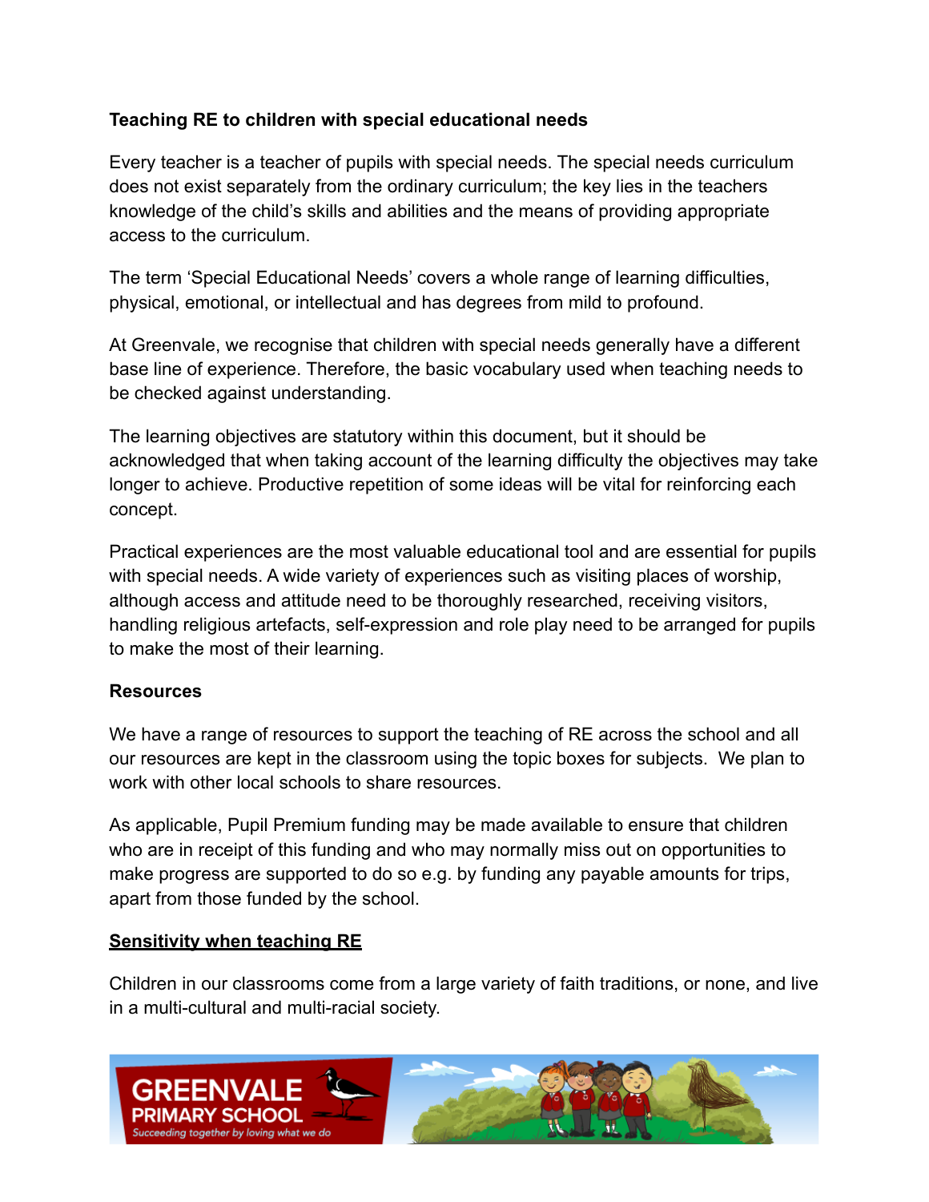**Teaching RE to children with special educational needs**

Every teacher is a teacher of pupils with special needs. The special needs curriculum does not exist separately from the ordinary curriculum; the key lies in the teachers knowledge of the child's skills and abilities and the means of providing appropriate access to the curriculum.

The term 'Special Educational Needs' covers a whole range of learning difficulties, physical, emotional, or intellectual and has degrees from mild to profound.

At Greenvale, we recognise that children with special needs generally have a different base line of experience. Therefore, the basic vocabulary used when teaching needs to be checked against understanding.

The learning objectives are statutory within this document, but it should be acknowledged that when taking account of the learning difficulty the objectives may take longer to achieve. Productive repetition of some ideas will be vital for reinforcing each concept.

Practical experiences are the most valuable educational tool and are essential for pupils with special needs. A wide variety of experiences such as visiting places of worship, although access and attitude need to be thoroughly researched, receiving visitors, handling religious artefacts, self-expression and role play need to be arranged for pupils to make the most of their learning.

**Resources**

We have a range of resources to support the teaching of RE across the school and all our resources are kept in the classroom using the topic boxes for subjects. We plan to work with other local schools to share resources.

As applicable, Pupil Premium funding may be made available to ensure that children who are in receipt of this funding and who may normally miss out on opportunities to make progress are supported to do so e.g. by funding any payable amounts for trips, apart from those funded by the school.

**Sensitivity when teaching RE**

Children in our classrooms come from a large variety of faith traditions, or none, and live in a multi-cultural and multi-racial society.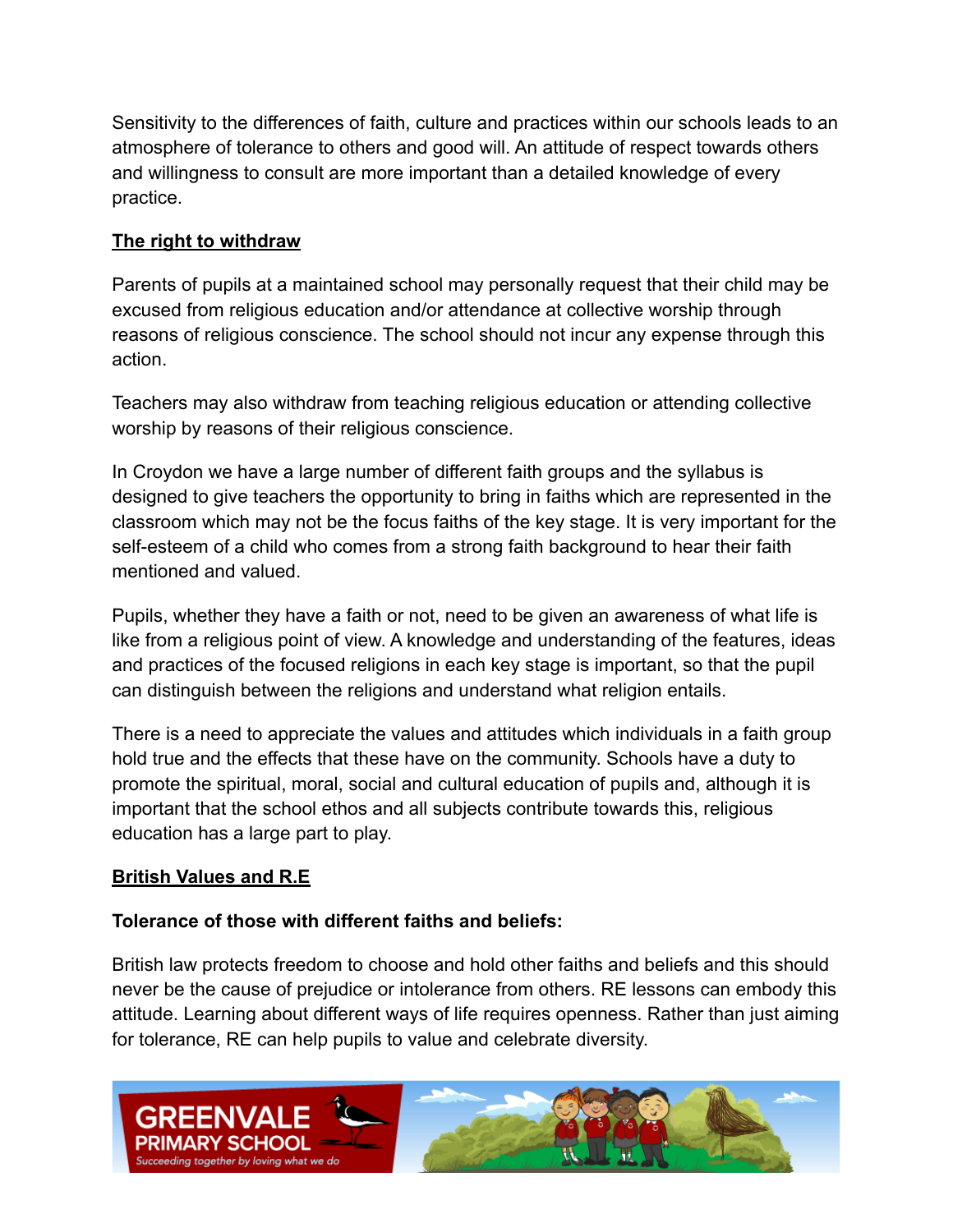Sensitivity to the differences of faith, culture and practices within our schools leads to an atmosphere of tolerance to others and good will. An attitude of respect towards others and willingness to consult are more important than a detailed knowledge of every practice.

## The right to withdraw

Parents of pupils at a maintained school may personally request that their child may be excused from religious education and/or attendance at collective worship through reasons of religious conscience. The school should not incur any expense through this action.

Teachers may also withdraw from teaching religious education or attending collective worship by reasons of their religious conscience.

In Croydon we have a large number of different faith groups and the syllabus is designed to give teachers the opportunity to bring in faiths which are represented in the classroom which may not be the focus faiths of the key stage. It is very important for the self-esteem of a child who comes from a strong faith background to hear their faith mentioned and valued.

Pupils, whether they have a faith or not, need to be given an awareness of what life is like from a religious point of view. A knowledge and understanding of the features, ideas and practices of the focused religions in each key stage is important, so that the pupil can distinguish between the religions and understand what religion entails.

There is a need to appreciate the values and attitudes which individuals in a faith group hold true and the effects that these have on the community. Schools have a duty to promote the spiritual, moral, social and cultural education of pupils and, although it is important that the school ethos and all subjects contribute towards this, religious education has a large part to play.

## British Values and R.E

**Tolerance of those with different faiths and beliefs:**

British law protects freedom to choose and hold other faiths and beliefs and this should never be the cause of prejudice or intolerance from others. RE lessons can embody this attitude. Learning about different ways of life requires openness. Rather than just aiming for tolerance, RE can help pupils to value and celebrate diversity.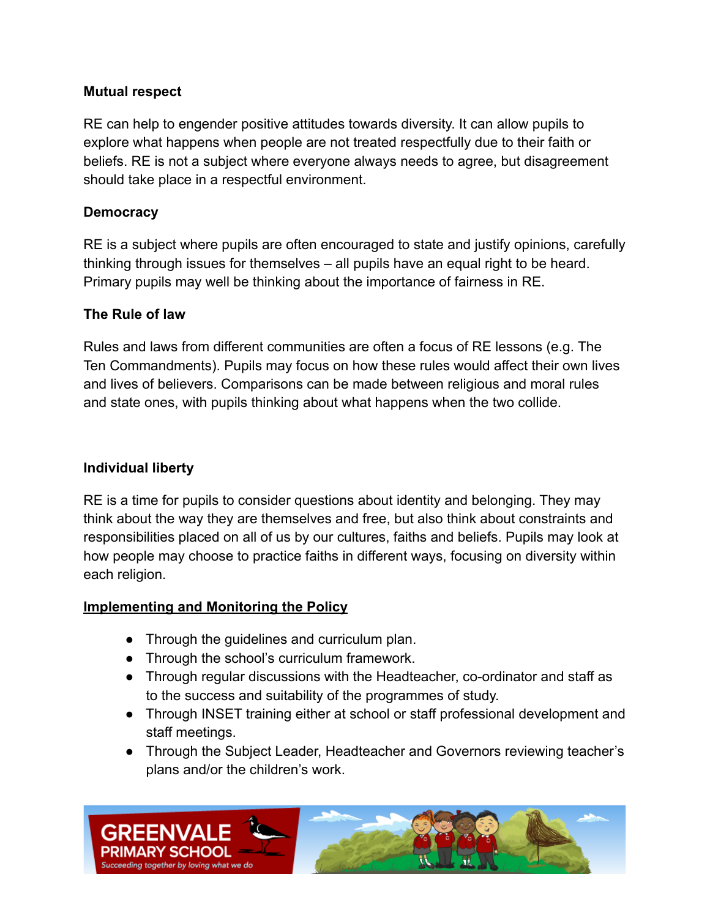**Mutual respect**

RE can help to engender positive attitudes towards diversity. It can allow pupils to explore what happens when people are not treated respectfully due to their faith or beliefs. RE is not a subject where everyone always needs to agree, but disagreement should take place in a respectful environment.

**Democracy**

RE is a subject where pupils are often encouraged to state and justify opinions, carefully thinking through issues for themselves – all pupils have an equal right to be heard. Primary pupils may well be thinking about the importance of fairness in RE.

**The Rule of law**

Rules and laws from different communities are often a focus of RE lessons (e.g. The Ten Commandments). Pupils may focus on how these rules would affect their own lives and lives of believers. Comparisons can be made between religious and moral rules and state ones, with pupils thinking about what happens when the two collide.

**Individual liberty**

RE is a time for pupils to consider questions about identity and belonging. They may think about the way they are themselves and free, but also think about constraints and responsibilities placed on all of us by our cultures, faiths and beliefs. Pupils may look at how people may choose to practice faiths in different ways, focusing on diversity within each religion.

## Implementing and Monitoring the Policy

- Through the guidelines and curriculum plan.
- Through the school's curriculum framework.
- Through regular discussions with the Headteacher, co-ordinator and staff as to the success and suitability of the programmes of study.
- Through INSET training either at school or staff professional development and staff meetings.
- Through the Subject Leader, Headteacher and Governors reviewing teacher's plans and/or the children's work.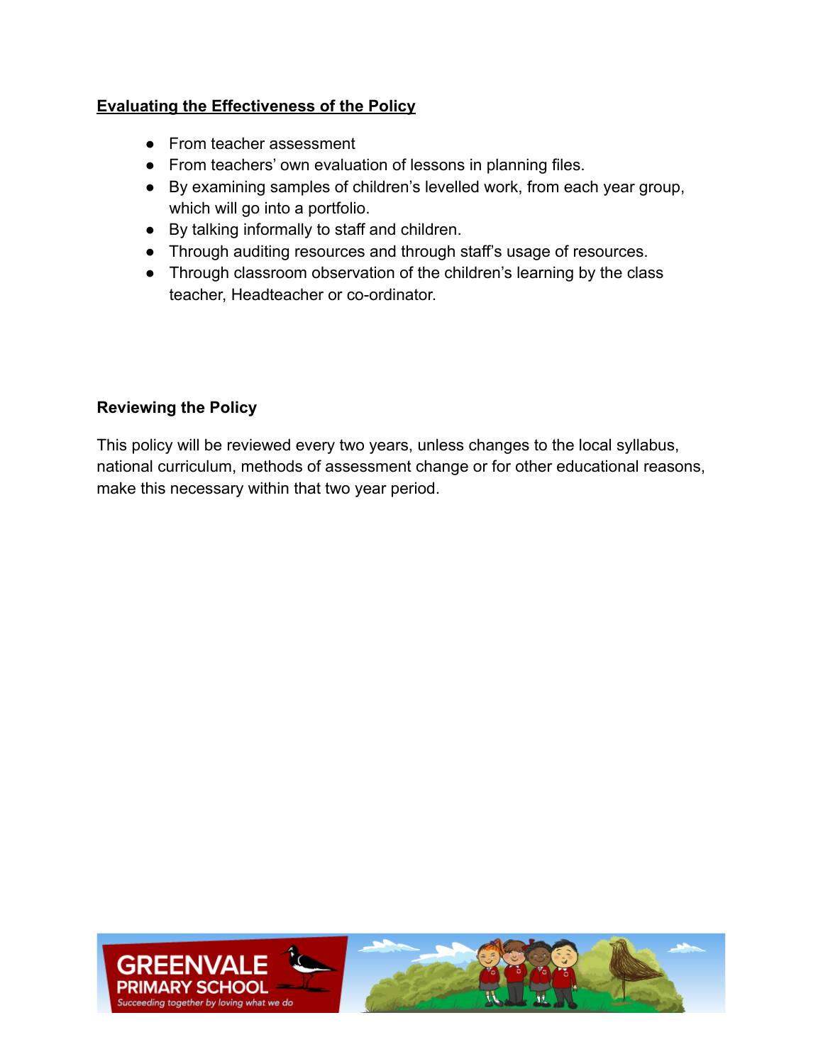**Evaluating the Effectiveness of the Policy**

- From teacher assessment
- From teachers' own evaluation of lessons in planning files.
- By examining samples of children's levelled work, from each year group, which will go into a portfolio.
- By talking informally to staff and children.
- Through auditing resources and through staff's usage of resources.
- Through classroom observation of the children's learning by the class teacher, Headteacher or co-ordinator.

**Reviewing the Policy**

This policy will be reviewed every two years, unless changes to the local syllabus, national curriculum, methods of assessment change or for other educational reasons, make this necessary within that two year period.